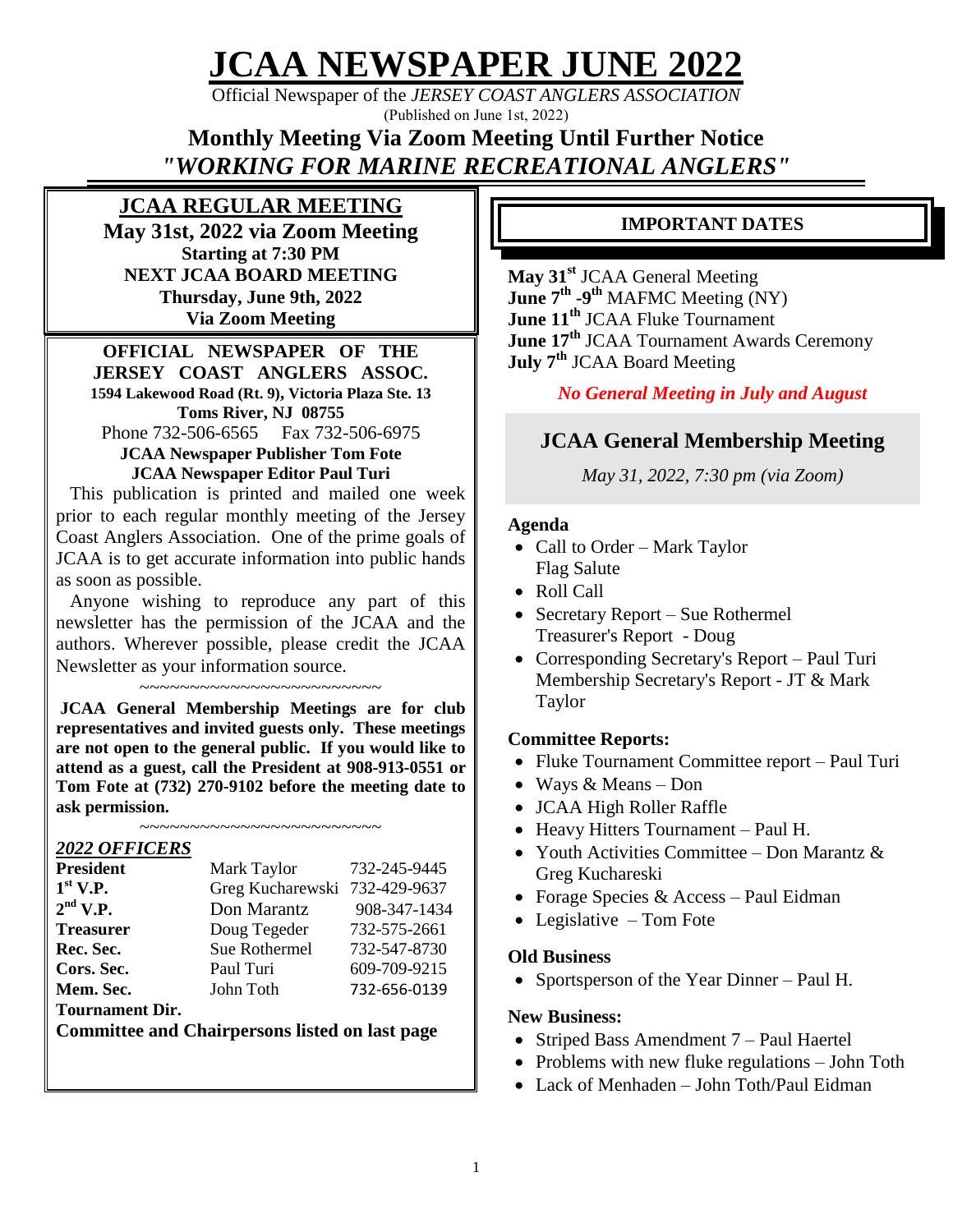# JCAA NEWSPAPER JUNE 2022

Official Newspaper of the *JERSEY COAST ANGLERS ASSOCIATION*
(Published on June 1st, 2022)

## Monthly Meeting Via Zoom Meeting Until Further Notice

## *"WORKING FOR MARINE RECREATIONAL ANGLERS"*

### JCAA REGULAR MEETING

**May 31st, 2022 via Zoom Meeting**
**Starting at 7:30 PM**
**NEXT JCAA BOARD MEETING**
**Thursday, June 9th, 2022**
**Via Zoom Meeting**

**OFFICIAL NEWSPAPER OF THE JERSEY COAST ANGLERS ASSOC.**
**1594 Lakewood Road (Rt. 9), Victoria Plaza Ste. 13**
**Toms River, NJ 08755**
Phone 732-506-6565 Fax 732-506-6975
**JCAA Newspaper Publisher Tom Fote**
**JCAA Newspaper Editor Paul Turi**

This publication is printed and mailed one week prior to each regular monthly meeting of the Jersey Coast Anglers Association. One of the prime goals of JCAA is to get accurate information into public hands as soon as possible.

Anyone wishing to reproduce any part of this newsletter has the permission of the JCAA and the authors. Wherever possible, please credit the JCAA Newsletter as your information source.

~~~~~~~~~~~~~~~~~~~~~~~~~

**JCAA General Membership Meetings are for club representatives and invited guests only. These meetings are not open to the general public. If you would like to attend as a guest, call the President at 908-913-0551 or Tom Fote at (732) 270-9102 before the meeting date to ask permission.**

~~~~~~~~~~~~~~~~~~~~~~~~~

***2022 OFFICERS***

| | | |
|---|---|---|
| **President** | Mark Taylor | 732-245-9445 |
| **1st V.P.** | Greg Kucharewski | 732-429-9637 |
| **2nd V.P.** | Don Marantz | 908-347-1434 |
| **Treasurer** | Doug Tegeder | 732-575-2661 |
| **Rec. Sec.** | Sue Rothermel | 732-547-8730 |
| **Cors. Sec.** | Paul Turi | 609-709-9215 |
| **Mem. Sec.** | John Toth | 732-656-0139 |
| **Tournament Dir.** | | |

**Committee and Chairpersons listed on last page**

### IMPORTANT DATES

**May 31st** JCAA General Meeting
**June 7th -9th** MAFMC Meeting (NY)
**June 11th** JCAA Fluke Tournament
**June 17th** JCAA Tournament Awards Ceremony
**July 7th** JCAA Board Meeting

***No General Meeting in July and August***

## JCAA General Membership Meeting

*May 31, 2022, 7:30 pm (via Zoom)*

**Agenda**

- Call to Order – Mark Taylor
  Flag Salute
- Roll Call
- Secretary Report – Sue Rothermel
  Treasurer's Report - Doug
- Corresponding Secretary's Report – Paul Turi
  Membership Secretary's Report - JT & Mark Taylor

**Committee Reports:**

- Fluke Tournament Committee report – Paul Turi
- Ways & Means – Don
- JCAA High Roller Raffle
- Heavy Hitters Tournament – Paul H.
- Youth Activities Committee – Don Marantz & Greg Kuchareski
- Forage Species & Access – Paul Eidman
- Legislative – Tom Fote

**Old Business**

- Sportsperson of the Year Dinner – Paul H.

**New Business:**

- Striped Bass Amendment 7 – Paul Haertel
- Problems with new fluke regulations – John Toth
- Lack of Menhaden – John Toth/Paul Eidman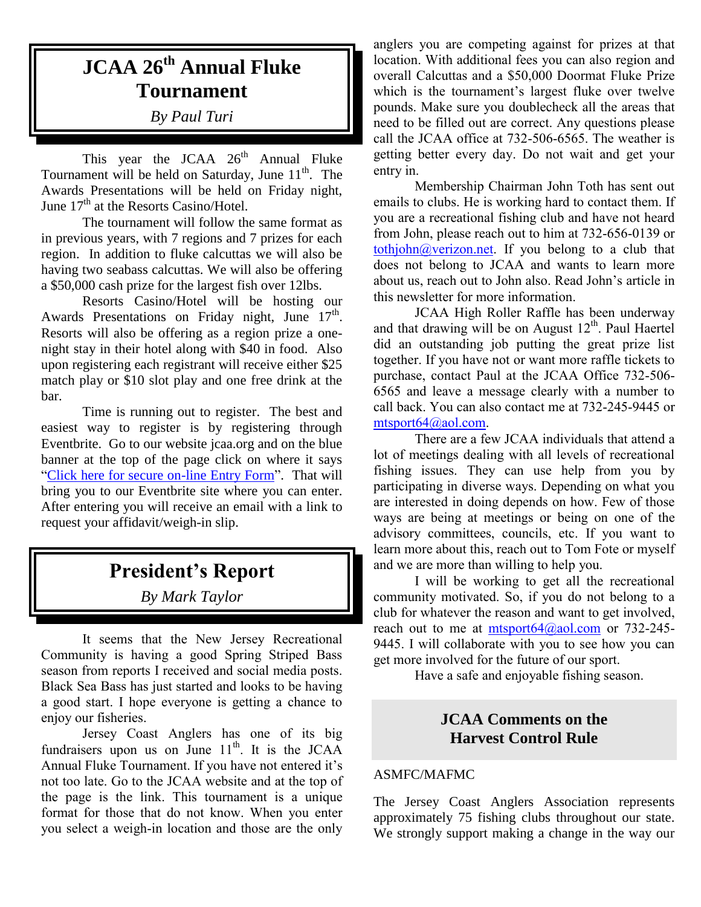# JCAA 26th Annual Fluke Tournament

*By Paul Turi*

This year the JCAA 26th Annual Fluke Tournament will be held on Saturday, June 11th. The Awards Presentations will be held on Friday night, June 17th at the Resorts Casino/Hotel.

The tournament will follow the same format as in previous years, with 7 regions and 7 prizes for each region. In addition to fluke calcuttas we will also be having two seabass calcuttas. We will also be offering a $50,000 cash prize for the largest fish over 12lbs.

Resorts Casino/Hotel will be hosting our Awards Presentations on Friday night, June 17th. Resorts will also be offering as a region prize a one-night stay in their hotel along with $40 in food. Also upon registering each registrant will receive either $25 match play or $10 slot play and one free drink at the bar.

Time is running out to register. The best and easiest way to register is by registering through Eventbrite. Go to our website jcaa.org and on the blue banner at the top of the page click on where it says "Click here for secure on-line Entry Form". That will bring you to our Eventbrite site where you can enter. After entering you will receive an email with a link to request your affidavit/weigh-in slip.

# President's Report

*By Mark Taylor*

It seems that the New Jersey Recreational Community is having a good Spring Striped Bass season from reports I received and social media posts. Black Sea Bass has just started and looks to be having a good start. I hope everyone is getting a chance to enjoy our fisheries.

Jersey Coast Anglers has one of its big fundraisers upon us on June 11th. It is the JCAA Annual Fluke Tournament. If you have not entered it's not too late. Go to the JCAA website and at the top of the page is the link. This tournament is a unique format for those that do not know. When you enter you select a weigh-in location and those are the only anglers you are competing against for prizes at that location. With additional fees you can also region and overall Calcuttas and a $50,000 Doormat Fluke Prize which is the tournament's largest fluke over twelve pounds. Make sure you doublecheck all the areas that need to be filled out are correct. Any questions please call the JCAA office at 732-506-6565. The weather is getting better every day. Do not wait and get your entry in.

Membership Chairman John Toth has sent out emails to clubs. He is working hard to contact them. If you are a recreational fishing club and have not heard from John, please reach out to him at 732-656-0139 or tothjohn@verizon.net. If you belong to a club that does not belong to JCAA and wants to learn more about us, reach out to John also. Read John's article in this newsletter for more information.

JCAA High Roller Raffle has been underway and that drawing will be on August 12th. Paul Haertel did an outstanding job putting the great prize list together. If you have not or want more raffle tickets to purchase, contact Paul at the JCAA Office 732-506-6565 and leave a message clearly with a number to call back. You can also contact me at 732-245-9445 or mtsport64@aol.com.

There are a few JCAA individuals that attend a lot of meetings dealing with all levels of recreational fishing issues. They can use help from you by participating in diverse ways. Depending on what you are interested in doing depends on how. Few of those ways are being at meetings or being on one of the advisory committees, councils, etc. If you want to learn more about this, reach out to Tom Fote or myself and we are more than willing to help you.

I will be working to get all the recreational community motivated. So, if you do not belong to a club for whatever the reason and want to get involved, reach out to me at mtsport64@aol.com or 732-245-9445. I will collaborate with you to see how you can get more involved for the future of our sport.

Have a safe and enjoyable fishing season.

# JCAA Comments on the Harvest Control Rule

ASMFC/MAFMC

The Jersey Coast Anglers Association represents approximately 75 fishing clubs throughout our state. We strongly support making a change in the way our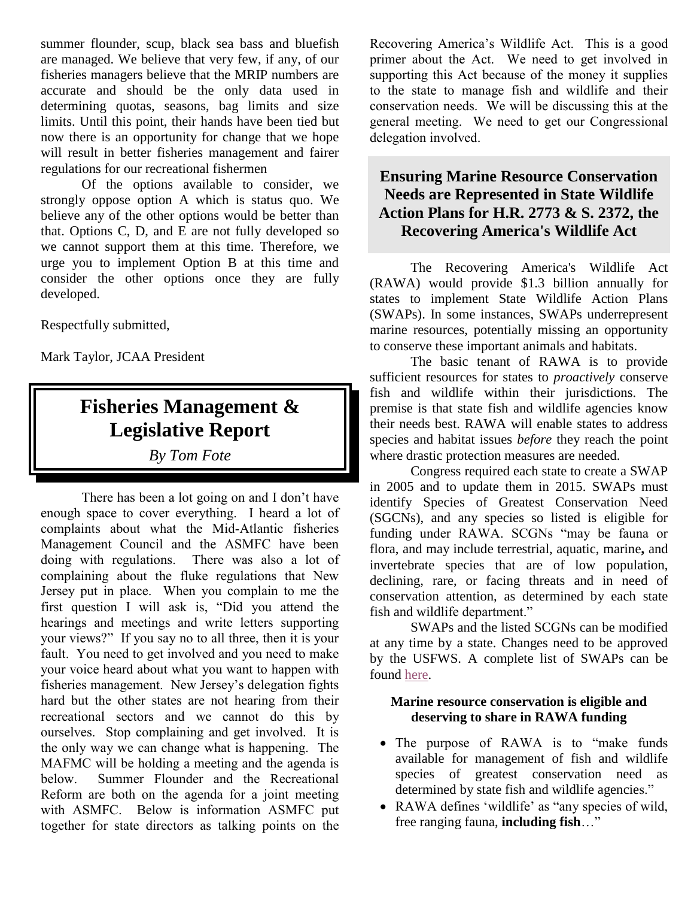summer flounder, scup, black sea bass and bluefish are managed. We believe that very few, if any, of our fisheries managers believe that the MRIP numbers are accurate and should be the only data used in determining quotas, seasons, bag limits and size limits. Until this point, their hands have been tied but now there is an opportunity for change that we hope will result in better fisheries management and fairer regulations for our recreational fishermen

Of the options available to consider, we strongly oppose option A which is status quo. We believe any of the other options would be better than that. Options C, D, and E are not fully developed so we cannot support them at this time. Therefore, we urge you to implement Option B at this time and consider the other options once they are fully developed.

Respectfully submitted,

Mark Taylor, JCAA President

# Fisheries Management & Legislative Report

*By Tom Fote*

There has been a lot going on and I don't have enough space to cover everything. I heard a lot of complaints about what the Mid-Atlantic fisheries Management Council and the ASMFC have been doing with regulations. There was also a lot of complaining about the fluke regulations that New Jersey put in place. When you complain to me the first question I will ask is, "Did you attend the hearings and meetings and write letters supporting your views?" If you say no to all three, then it is your fault. You need to get involved and you need to make your voice heard about what you want to happen with fisheries management. New Jersey's delegation fights hard but the other states are not hearing from their recreational sectors and we cannot do this by ourselves. Stop complaining and get involved. It is the only way we can change what is happening. The MAFMC will be holding a meeting and the agenda is below. Summer Flounder and the Recreational Reform are both on the agenda for a joint meeting with ASMFC. Below is information ASMFC put together for state directors as talking points on the Recovering America's Wildlife Act. This is a good primer about the Act. We need to get involved in supporting this Act because of the money it supplies to the state to manage fish and wildlife and their conservation needs. We will be discussing this at the general meeting. We need to get our Congressional delegation involved.

## Ensuring Marine Resource Conservation Needs are Represented in State Wildlife Action Plans for H.R. 2773 & S. 2372, the Recovering America's Wildlife Act

The Recovering America's Wildlife Act (RAWA) would provide $1.3 billion annually for states to implement State Wildlife Action Plans (SWAPs). In some instances, SWAPs underrepresent marine resources, potentially missing an opportunity to conserve these important animals and habitats.

The basic tenant of RAWA is to provide sufficient resources for states to *proactively* conserve fish and wildlife within their jurisdictions. The premise is that state fish and wildlife agencies know their needs best. RAWA will enable states to address species and habitat issues *before* they reach the point where drastic protection measures are needed.

Congress required each state to create a SWAP in 2005 and to update them in 2015. SWAPs must identify Species of Greatest Conservation Need (SGCNs), and any species so listed is eligible for funding under RAWA. SCGNs "may be fauna or flora, and may include terrestrial, aquatic, marine**,** and invertebrate species that are of low population, declining, rare, or facing threats and in need of conservation attention, as determined by each state fish and wildlife department."

SWAPs and the listed SCGNs can be modified at any time by a state. Changes need to be approved by the USFWS. A complete list of SWAPs can be found here.

### Marine resource conservation is eligible and deserving to share in RAWA funding

- The purpose of RAWA is to "make funds available for management of fish and wildlife species of greatest conservation need as determined by state fish and wildlife agencies."
- RAWA defines 'wildlife' as "any species of wild, free ranging fauna, **including fish**…"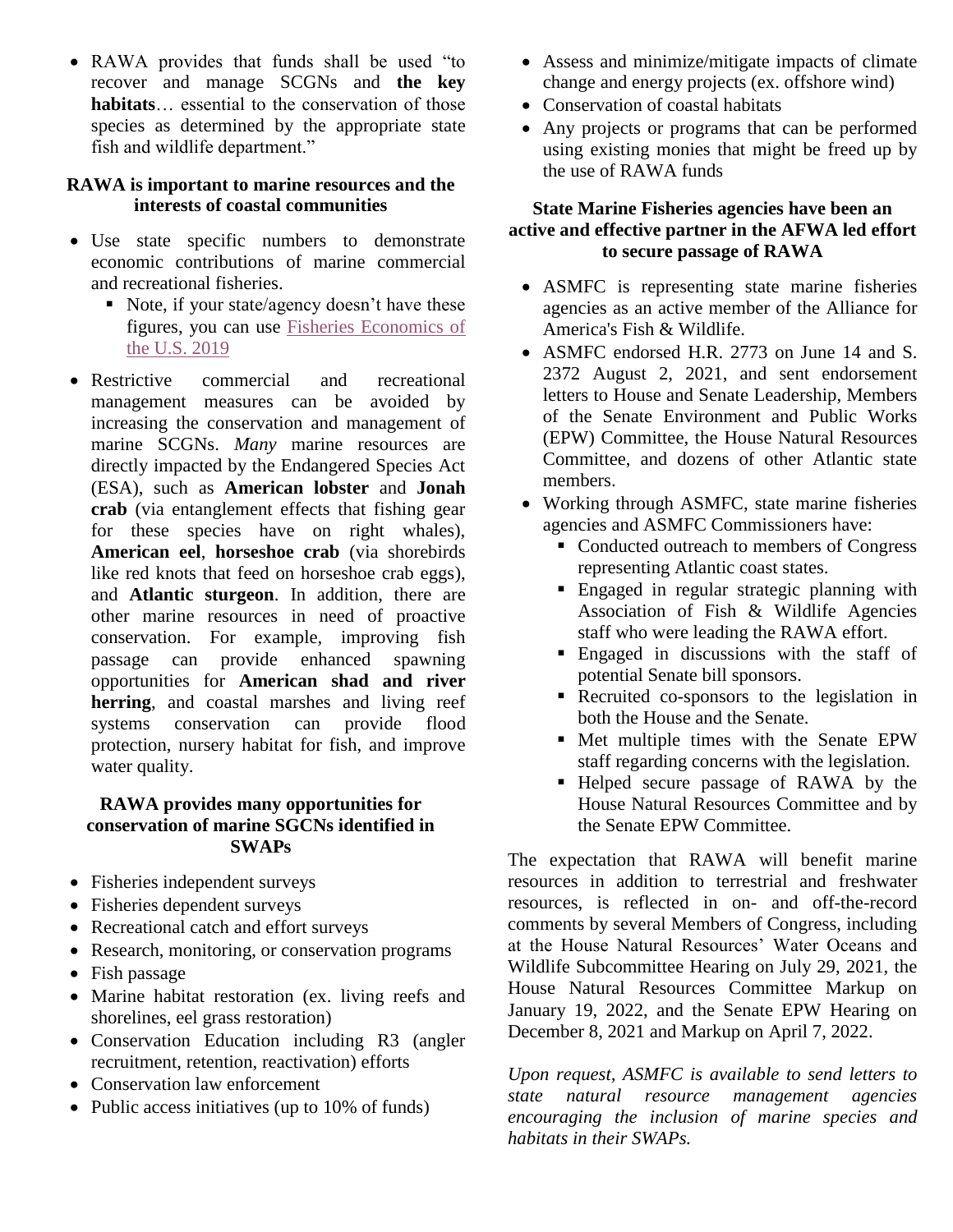- RAWA provides that funds shall be used "to recover and manage SCGNs and **the key habitats**… essential to the conservation of those species as determined by the appropriate state fish and wildlife department."

### RAWA is important to marine resources and the interests of coastal communities

- Use state specific numbers to demonstrate economic contributions of marine commercial and recreational fisheries.
  - Note, if your state/agency doesn't have these figures, you can use Fisheries Economics of the U.S. 2019
- Restrictive commercial and recreational management measures can be avoided by increasing the conservation and management of marine SCGNs. *Many* marine resources are directly impacted by the Endangered Species Act (ESA), such as **American lobster** and **Jonah crab** (via entanglement effects that fishing gear for these species have on right whales), **American eel**, **horseshoe crab** (via shorebirds like red knots that feed on horseshoe crab eggs), and **Atlantic sturgeon**. In addition, there are other marine resources in need of proactive conservation. For example, improving fish passage can provide enhanced spawning opportunities for **American shad and river herring**, and coastal marshes and living reef systems conservation can provide flood protection, nursery habitat for fish, and improve water quality.

### RAWA provides many opportunities for conservation of marine SGCNs identified in SWAPs

- Fisheries independent surveys
- Fisheries dependent surveys
- Recreational catch and effort surveys
- Research, monitoring, or conservation programs
- Fish passage
- Marine habitat restoration (ex. living reefs and shorelines, eel grass restoration)
- Conservation Education including R3 (angler recruitment, retention, reactivation) efforts
- Conservation law enforcement
- Public access initiatives (up to 10% of funds)
- Assess and minimize/mitigate impacts of climate change and energy projects (ex. offshore wind)
- Conservation of coastal habitats
- Any projects or programs that can be performed using existing monies that might be freed up by the use of RAWA funds

### State Marine Fisheries agencies have been an active and effective partner in the AFWA led effort to secure passage of RAWA

- ASMFC is representing state marine fisheries agencies as an active member of the Alliance for America's Fish & Wildlife.
- ASMFC endorsed H.R. 2773 on June 14 and S. 2372 August 2, 2021, and sent endorsement letters to House and Senate Leadership, Members of the Senate Environment and Public Works (EPW) Committee, the House Natural Resources Committee, and dozens of other Atlantic state members.
- Working through ASMFC, state marine fisheries agencies and ASMFC Commissioners have:
  - Conducted outreach to members of Congress representing Atlantic coast states.
  - Engaged in regular strategic planning with Association of Fish & Wildlife Agencies staff who were leading the RAWA effort.
  - Engaged in discussions with the staff of potential Senate bill sponsors.
  - Recruited co-sponsors to the legislation in both the House and the Senate.
  - Met multiple times with the Senate EPW staff regarding concerns with the legislation.
  - Helped secure passage of RAWA by the House Natural Resources Committee and by the Senate EPW Committee.

The expectation that RAWA will benefit marine resources in addition to terrestrial and freshwater resources, is reflected in on- and off-the-record comments by several Members of Congress, including at the House Natural Resources' Water Oceans and Wildlife Subcommittee Hearing on July 29, 2021, the House Natural Resources Committee Markup on January 19, 2022, and the Senate EPW Hearing on December 8, 2021 and Markup on April 7, 2022.

*Upon request, ASMFC is available to send letters to state natural resource management agencies encouraging the inclusion of marine species and habitats in their SWAPs.*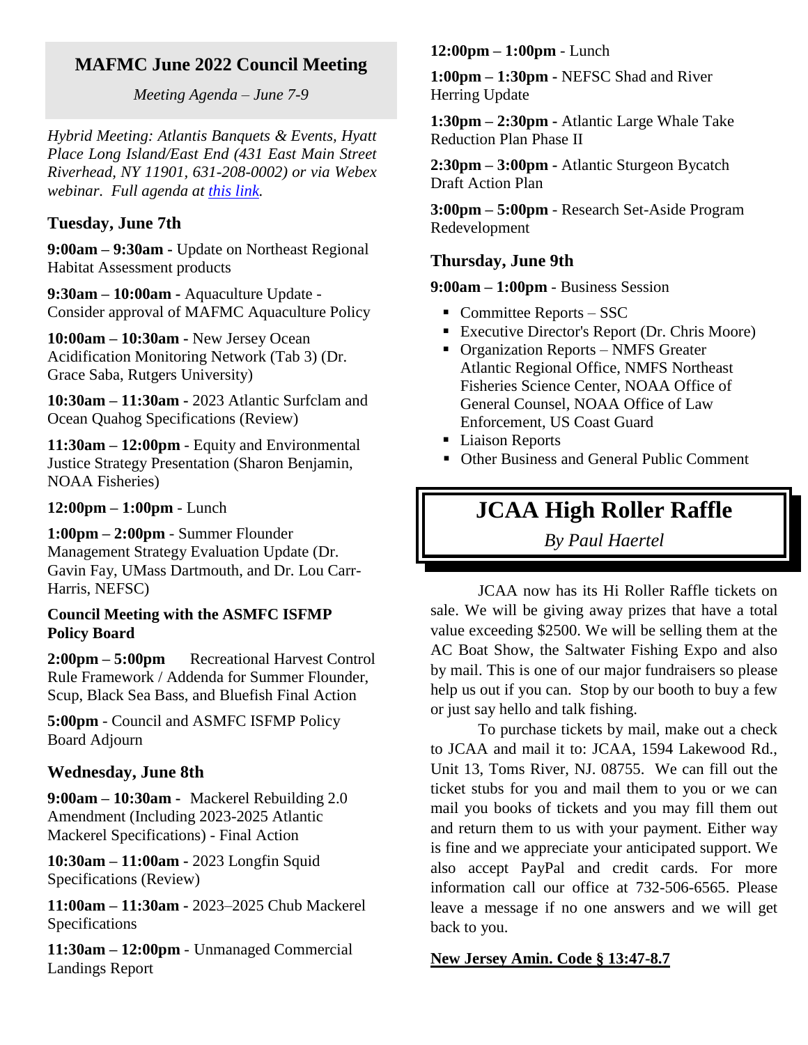## MAFMC June 2022 Council Meeting

*Meeting Agenda – June 7-9*

*Hybrid Meeting: Atlantis Banquets & Events, Hyatt Place Long Island/East End (431 East Main Street Riverhead, NY 11901, 631-208-0002) or via Webex webinar. Full agenda at this link.*

### Tuesday, June 7th

**9:00am – 9:30am -** Update on Northeast Regional Habitat Assessment products

**9:30am – 10:00am -** Aquaculture Update - Consider approval of MAFMC Aquaculture Policy

**10:00am – 10:30am -** New Jersey Ocean Acidification Monitoring Network (Tab 3) (Dr. Grace Saba, Rutgers University)

**10:30am – 11:30am -** 2023 Atlantic Surfclam and Ocean Quahog Specifications (Review)

**11:30am – 12:00pm** - Equity and Environmental Justice Strategy Presentation (Sharon Benjamin, NOAA Fisheries)

**12:00pm – 1:00pm** - Lunch

**1:00pm – 2:00pm** - Summer Flounder Management Strategy Evaluation Update (Dr. Gavin Fay, UMass Dartmouth, and Dr. Lou Carr-Harris, NEFSC)

**Council Meeting with the ASMFC ISFMP Policy Board**

**2:00pm – 5:00pm** Recreational Harvest Control Rule Framework / Addenda for Summer Flounder, Scup, Black Sea Bass, and Bluefish Final Action

**5:00pm** - Council and ASMFC ISFMP Policy Board Adjourn

### Wednesday, June 8th

**9:00am – 10:30am -** Mackerel Rebuilding 2.0 Amendment (Including 2023-2025 Atlantic Mackerel Specifications) - Final Action

**10:30am – 11:00am -** 2023 Longfin Squid Specifications (Review)

**11:00am – 11:30am -** 2023–2025 Chub Mackerel Specifications

**11:30am – 12:00pm** - Unmanaged Commercial Landings Report

**12:00pm – 1:00pm** - Lunch

**1:00pm – 1:30pm -** NEFSC Shad and River Herring Update

**1:30pm – 2:30pm -** Atlantic Large Whale Take Reduction Plan Phase II

**2:30pm – 3:00pm -** Atlantic Sturgeon Bycatch Draft Action Plan

**3:00pm – 5:00pm** - Research Set-Aside Program Redevelopment

### Thursday, June 9th

**9:00am – 1:00pm** - Business Session

- Committee Reports – SSC
- Executive Director's Report (Dr. Chris Moore)
- Organization Reports – NMFS Greater Atlantic Regional Office, NMFS Northeast Fisheries Science Center, NOAA Office of General Counsel, NOAA Office of Law Enforcement, US Coast Guard
- Liaison Reports
- Other Business and General Public Comment

## JCAA High Roller Raffle

*By Paul Haertel*

JCAA now has its Hi Roller Raffle tickets on sale. We will be giving away prizes that have a total value exceeding $2500. We will be selling them at the AC Boat Show, the Saltwater Fishing Expo and also by mail. This is one of our major fundraisers so please help us out if you can. Stop by our booth to buy a few or just say hello and talk fishing.

To purchase tickets by mail, make out a check to JCAA and mail it to: JCAA, 1594 Lakewood Rd., Unit 13, Toms River, NJ. 08755. We can fill out the ticket stubs for you and mail them to you or we can mail you books of tickets and you may fill them out and return them to us with your payment. Either way is fine and we appreciate your anticipated support. We also accept PayPal and credit cards. For more information call our office at 732-506-6565. Please leave a message if no one answers and we will get back to you.

**New Jersey Amin. Code § 13:47-8.7**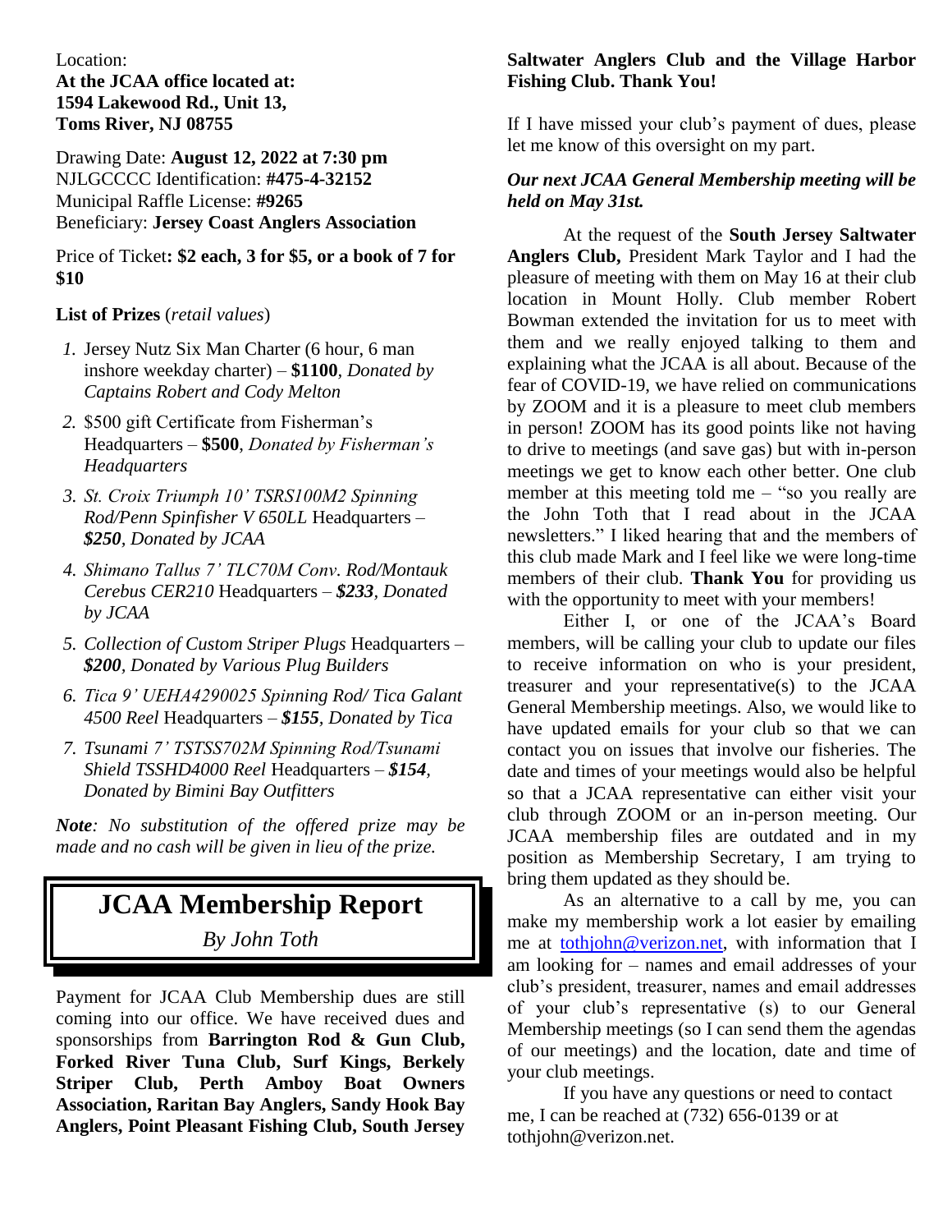Location:
**At the JCAA office located at:**
**1594 Lakewood Rd., Unit 13,**
**Toms River, NJ 08755**

Drawing Date: **August 12, 2022 at 7:30 pm**
NJLGCCCC Identification: **#475-4-32152**
Municipal Raffle License: **#9265**
Beneficiary: **Jersey Coast Anglers Association**

Price of Ticket**: $2 each, 3 for $5, or a book of 7 for $10**

**List of Prizes** (*retail values*)

1. Jersey Nutz Six Man Charter (6 hour, 6 man inshore weekday charter) – **$1100**, *Donated by Captains Robert and Cody Melton*
2. $500 gift Certificate from Fisherman's Headquarters – **$500**, *Donated by Fisherman's Headquarters*
3. *St. Croix Triumph 10' TSRS100M2 Spinning Rod/Penn Spinfisher V 650LL* Headquarters – ***$250**, Donated by JCAA*
4. *Shimano Tallus 7' TLC70M Conv. Rod/Montauk Cerebus CER210* Headquarters – ***$233**, Donated by JCAA*
5. *Collection of Custom Striper Plugs* Headquarters – ***$200**, Donated by Various Plug Builders*
6. *Tica 9' UEHA4290025 Spinning Rod/ Tica Galant 4500 Reel* Headquarters – ***$155**, Donated by Tica*
7. *Tsunami 7' TSTSS702M Spinning Rod/Tsunami Shield TSSHD4000 Reel* Headquarters – ***$154**, Donated by Bimini Bay Outfitters*

***Note**: No substitution of the offered prize may be made and no cash will be given in lieu of the prize.*

# JCAA Membership Report

*By John Toth*

Payment for JCAA Club Membership dues are still coming into our office. We have received dues and sponsorships from **Barrington Rod & Gun Club, Forked River Tuna Club, Surf Kings, Berkely Striper Club, Perth Amboy Boat Owners Association, Raritan Bay Anglers, Sandy Hook Bay Anglers, Point Pleasant Fishing Club, South Jersey Saltwater Anglers Club and the Village Harbor Fishing Club. Thank You!**

If I have missed your club's payment of dues, please let me know of this oversight on my part.

***Our next JCAA General Membership meeting will be held on May 31st.***

At the request of the **South Jersey Saltwater Anglers Club,** President Mark Taylor and I had the pleasure of meeting with them on May 16 at their club location in Mount Holly. Club member Robert Bowman extended the invitation for us to meet with them and we really enjoyed talking to them and explaining what the JCAA is all about. Because of the fear of COVID-19, we have relied on communications by ZOOM and it is a pleasure to meet club members in person! ZOOM has its good points like not having to drive to meetings (and save gas) but with in-person meetings we get to know each other better. One club member at this meeting told me – "so you really are the John Toth that I read about in the JCAA newsletters." I liked hearing that and the members of this club made Mark and I feel like we were long-time members of their club. **Thank You** for providing us with the opportunity to meet with your members!

Either I, or one of the JCAA's Board members, will be calling your club to update our files to receive information on who is your president, treasurer and your representative(s) to the JCAA General Membership meetings. Also, we would like to have updated emails for your club so that we can contact you on issues that involve our fisheries. The date and times of your meetings would also be helpful so that a JCAA representative can either visit your club through ZOOM or an in-person meeting. Our JCAA membership files are outdated and in my position as Membership Secretary, I am trying to bring them updated as they should be.

As an alternative to a call by me, you can make my membership work a lot easier by emailing me at tothjohn@verizon.net, with information that I am looking for – names and email addresses of your club's president, treasurer, names and email addresses of your club's representative (s) to our General Membership meetings (so I can send them the agendas of our meetings) and the location, date and time of your club meetings.

If you have any questions or need to contact me, I can be reached at (732) 656-0139 or at tothjohn@verizon.net.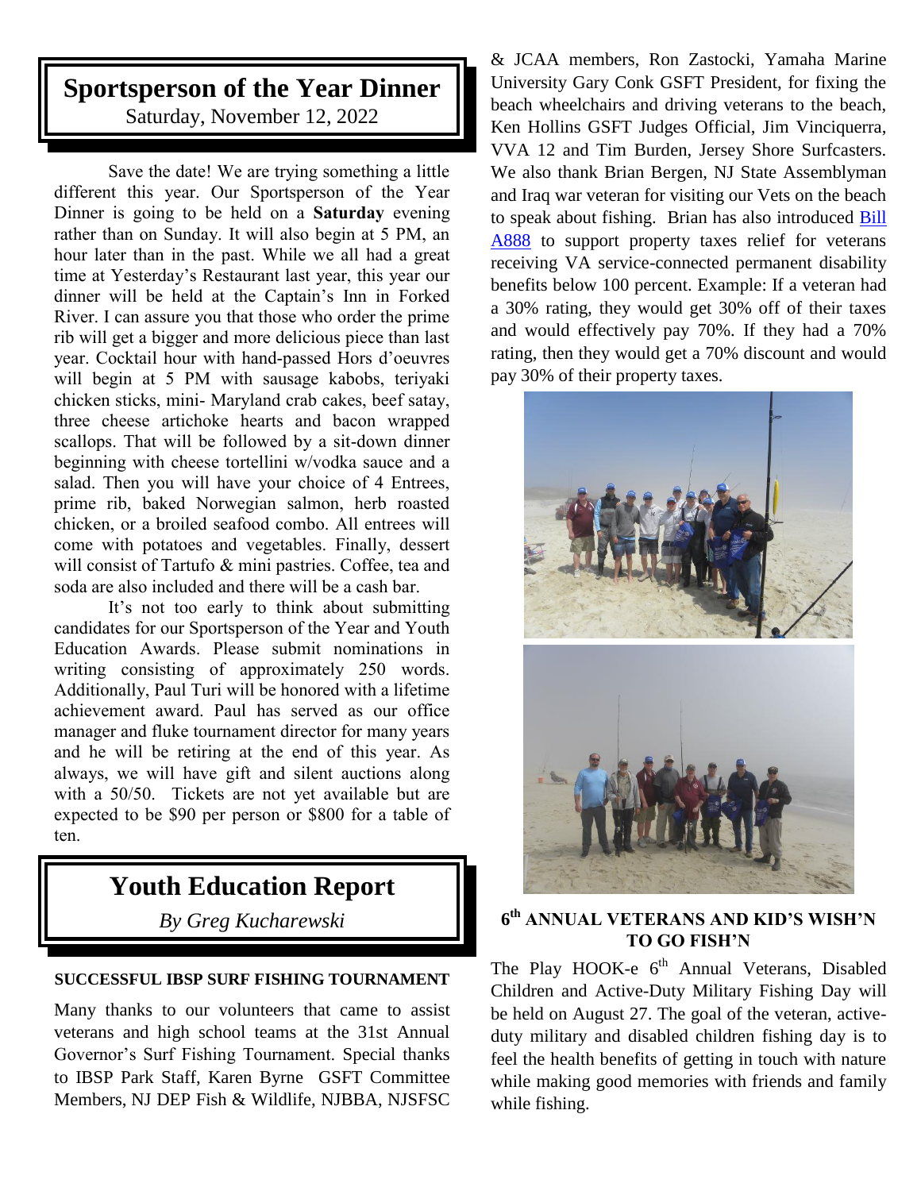## Sportsperson of the Year Dinner

Saturday, November 12, 2022

Save the date! We are trying something a little different this year. Our Sportsperson of the Year Dinner is going to be held on a **Saturday** evening rather than on Sunday. It will also begin at 5 PM, an hour later than in the past. While we all had a great time at Yesterday's Restaurant last year, this year our dinner will be held at the Captain's Inn in Forked River. I can assure you that those who order the prime rib will get a bigger and more delicious piece than last year. Cocktail hour with hand-passed Hors d'oeuvres will begin at 5 PM with sausage kabobs, teriyaki chicken sticks, mini- Maryland crab cakes, beef satay, three cheese artichoke hearts and bacon wrapped scallops. That will be followed by a sit-down dinner beginning with cheese tortellini w/vodka sauce and a salad. Then you will have your choice of 4 Entrees, prime rib, baked Norwegian salmon, herb roasted chicken, or a broiled seafood combo. All entrees will come with potatoes and vegetables. Finally, dessert will consist of Tartufo & mini pastries. Coffee, tea and soda are also included and there will be a cash bar.

It's not too early to think about submitting candidates for our Sportsperson of the Year and Youth Education Awards. Please submit nominations in writing consisting of approximately 250 words. Additionally, Paul Turi will be honored with a lifetime achievement award. Paul has served as our office manager and fluke tournament director for many years and he will be retiring at the end of this year. As always, we will have gift and silent auctions along with a 50/50. Tickets are not yet available but are expected to be $90 per person or $800 for a table of ten.

## Youth Education Report

*By Greg Kucharewski*

### SUCCESSFUL IBSP SURF FISHING TOURNAMENT

Many thanks to our volunteers that came to assist veterans and high school teams at the 31st Annual Governor's Surf Fishing Tournament. Special thanks to IBSP Park Staff, Karen Byrne GSFT Committee Members, NJ DEP Fish & Wildlife, NJBBA, NJSFSC & JCAA members, Ron Zastocki, Yamaha Marine University Gary Conk GSFT President, for fixing the beach wheelchairs and driving veterans to the beach, Ken Hollins GSFT Judges Official, Jim Vinciquerra, VVA 12 and Tim Burden, Jersey Shore Surfcasters. We also thank Brian Bergen, NJ State Assemblyman and Iraq war veteran for visiting our Vets on the beach to speak about fishing. Brian has also introduced Bill A888 to support property taxes relief for veterans receiving VA service-connected permanent disability benefits below 100 percent. Example: If a veteran had a 30% rating, they would get 30% off of their taxes and would effectively pay 70%. If they had a 70% rating, then they would get a 70% discount and would pay 30% of their property taxes.

### 6th ANNUAL VETERANS AND KID'S WISH'N TO GO FISH'N

The Play HOOK-e 6th Annual Veterans, Disabled Children and Active-Duty Military Fishing Day will be held on August 27. The goal of the veteran, active-duty military and disabled children fishing day is to feel the health benefits of getting in touch with nature while making good memories with friends and family while fishing.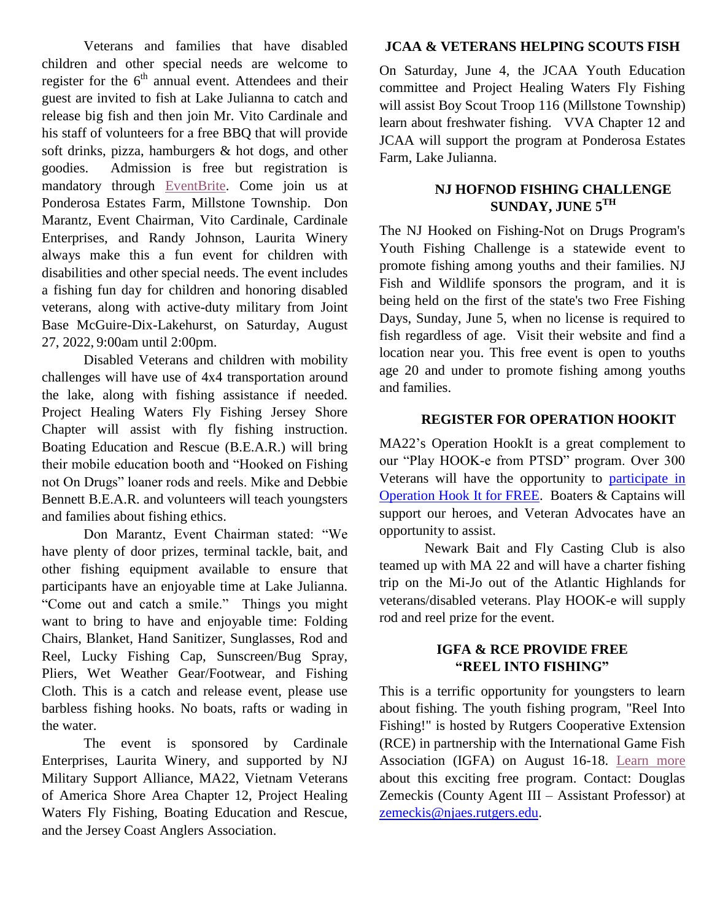Veterans and families that have disabled children and other special needs are welcome to register for the 6th annual event. Attendees and their guest are invited to fish at Lake Julianna to catch and release big fish and then join Mr. Vito Cardinale and his staff of volunteers for a free BBQ that will provide soft drinks, pizza, hamburgers & hot dogs, and other goodies. Admission is free but registration is mandatory through EventBrite. Come join us at Ponderosa Estates Farm, Millstone Township. Don Marantz, Event Chairman, Vito Cardinale, Cardinale Enterprises, and Randy Johnson, Laurita Winery always make this a fun event for children with disabilities and other special needs. The event includes a fishing fun day for children and honoring disabled veterans, along with active-duty military from Joint Base McGuire-Dix-Lakehurst, on Saturday, August 27, 2022, 9:00am until 2:00pm.

Disabled Veterans and children with mobility challenges will have use of 4x4 transportation around the lake, along with fishing assistance if needed. Project Healing Waters Fly Fishing Jersey Shore Chapter will assist with fly fishing instruction. Boating Education and Rescue (B.E.A.R.) will bring their mobile education booth and "Hooked on Fishing not On Drugs" loaner rods and reels. Mike and Debbie Bennett B.E.A.R. and volunteers will teach youngsters and families about fishing ethics.

Don Marantz, Event Chairman stated: "We have plenty of door prizes, terminal tackle, bait, and other fishing equipment available to ensure that participants have an enjoyable time at Lake Julianna. "Come out and catch a smile." Things you might want to bring to have and enjoyable time: Folding Chairs, Blanket, Hand Sanitizer, Sunglasses, Rod and Reel, Lucky Fishing Cap, Sunscreen/Bug Spray, Pliers, Wet Weather Gear/Footwear, and Fishing Cloth. This is a catch and release event, please use barbless fishing hooks. No boats, rafts or wading in the water.

The event is sponsored by Cardinale Enterprises, Laurita Winery, and supported by NJ Military Support Alliance, MA22, Vietnam Veterans of America Shore Area Chapter 12, Project Healing Waters Fly Fishing, Boating Education and Rescue, and the Jersey Coast Anglers Association.

## JCAA & VETERANS HELPING SCOUTS FISH

On Saturday, June 4, the JCAA Youth Education committee and Project Healing Waters Fly Fishing will assist Boy Scout Troop 116 (Millstone Township) learn about freshwater fishing. VVA Chapter 12 and JCAA will support the program at Ponderosa Estates Farm, Lake Julianna.

## NJ HOFNOD FISHING CHALLENGE SUNDAY, JUNE 5TH

The NJ Hooked on Fishing-Not on Drugs Program's Youth Fishing Challenge is a statewide event to promote fishing among youths and their families. NJ Fish and Wildlife sponsors the program, and it is being held on the first of the state's two Free Fishing Days, Sunday, June 5, when no license is required to fish regardless of age. Visit their website and find a location near you. This free event is open to youths age 20 and under to promote fishing among youths and families.

## REGISTER FOR OPERATION HOOKIT

MA22's Operation HookIt is a great complement to our "Play HOOK-e from PTSD" program. Over 300 Veterans will have the opportunity to participate in Operation Hook It for FREE. Boaters & Captains will support our heroes, and Veteran Advocates have an opportunity to assist.

Newark Bait and Fly Casting Club is also teamed up with MA 22 and will have a charter fishing trip on the Mi-Jo out of the Atlantic Highlands for veterans/disabled veterans. Play HOOK-e will supply rod and reel prize for the event.

## IGFA & RCE PROVIDE FREE "REEL INTO FISHING"

This is a terrific opportunity for youngsters to learn about fishing. The youth fishing program, "Reel Into Fishing!" is hosted by Rutgers Cooperative Extension (RCE) in partnership with the International Game Fish Association (IGFA) on August 16-18. Learn more about this exciting free program. Contact: Douglas Zemeckis (County Agent III – Assistant Professor) at zemeckis@njaes.rutgers.edu.